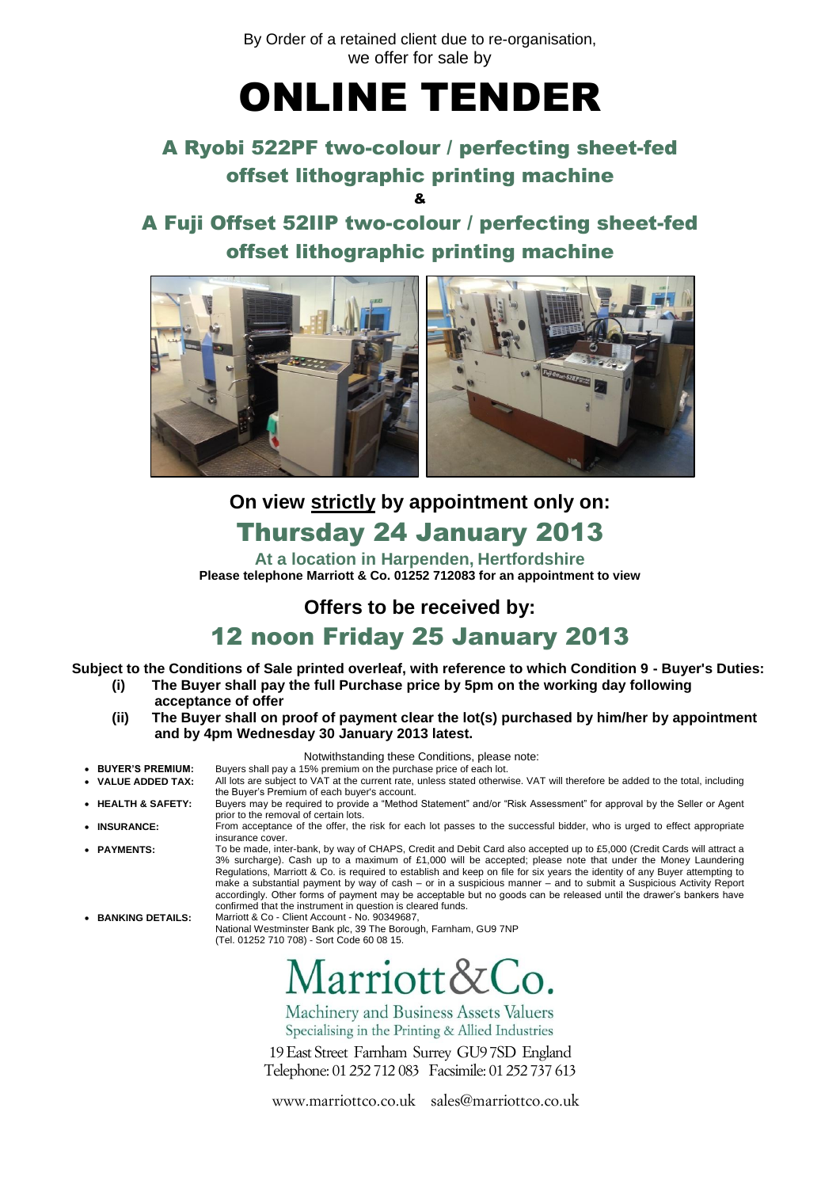By Order of a retained client due to re-organisation,
we offer for sale by

# ONLINE TENDER

## A Ryobi 522PF two-colour / perfecting sheet-fed offset lithographic printing machine

&

## A Fuji Offset 52IIP two-colour / perfecting sheet-fed offset lithographic printing machine

### On view strictly by appointment only on:

## Thursday 24 January 2013

**At a location in Harpenden, Hertfordshire**

**Please telephone Marriott & Co. 01252 712083 for an appointment to view**

### Offers to be received by:

## 12 noon Friday 25 January 2013

**Subject to the Conditions of Sale printed overleaf, with reference to which Condition 9 - Buyer's Duties:**

**(i) The Buyer shall pay the full Purchase price by 5pm on the working day following acceptance of offer**

**(ii) The Buyer shall on proof of payment clear the lot(s) purchased by him/her by appointment and by 4pm Wednesday 30 January 2013 latest.**

Notwithstanding these Conditions, please note:

- **BUYER'S PREMIUM:** Buyers shall pay a 15% premium on the purchase price of each lot.
- **VALUE ADDED TAX:** All lots are subject to VAT at the current rate, unless stated otherwise. VAT will therefore be added to the total, including the Buyer's Premium of each buyer's account.
- **HEALTH & SAFETY:** Buyers may be required to provide a "Method Statement" and/or "Risk Assessment" for approval by the Seller or Agent prior to the removal of certain lots.
- **INSURANCE:** From acceptance of the offer, the risk for each lot passes to the successful bidder, who is urged to effect appropriate insurance cover.
- **PAYMENTS:** To be made, inter-bank, by way of CHAPS, Credit and Debit Card also accepted up to £5,000 (Credit Cards will attract a 3% surcharge). Cash up to a maximum of £1,000 will be accepted; please note that under the Money Laundering Regulations, Marriott & Co. is required to establish and keep on file for six years the identity of any Buyer attempting to make a substantial payment by way of cash – or in a suspicious manner – and to submit a Suspicious Activity Report accordingly. Other forms of payment may be acceptable but no goods can be released until the drawer's bankers have confirmed that the instrument in question is cleared funds.
- **BANKING DETAILS:** Marriott & Co - Client Account - No. 90349687, National Westminster Bank plc, 39 The Borough, Farnham, GU9 7NP (Tel. 01252 710 708) - Sort Code 60 08 15.

# Marriott&Co.

Machinery and Business Assets Valuers
Specialising in the Printing & Allied Industries

19 East Street Farnham Surrey GU9 7SD England
Telephone: 01 252 712 083 Facsimile: 01 252 737 613

www.marriottco.co.uk sales@marriottco.co.uk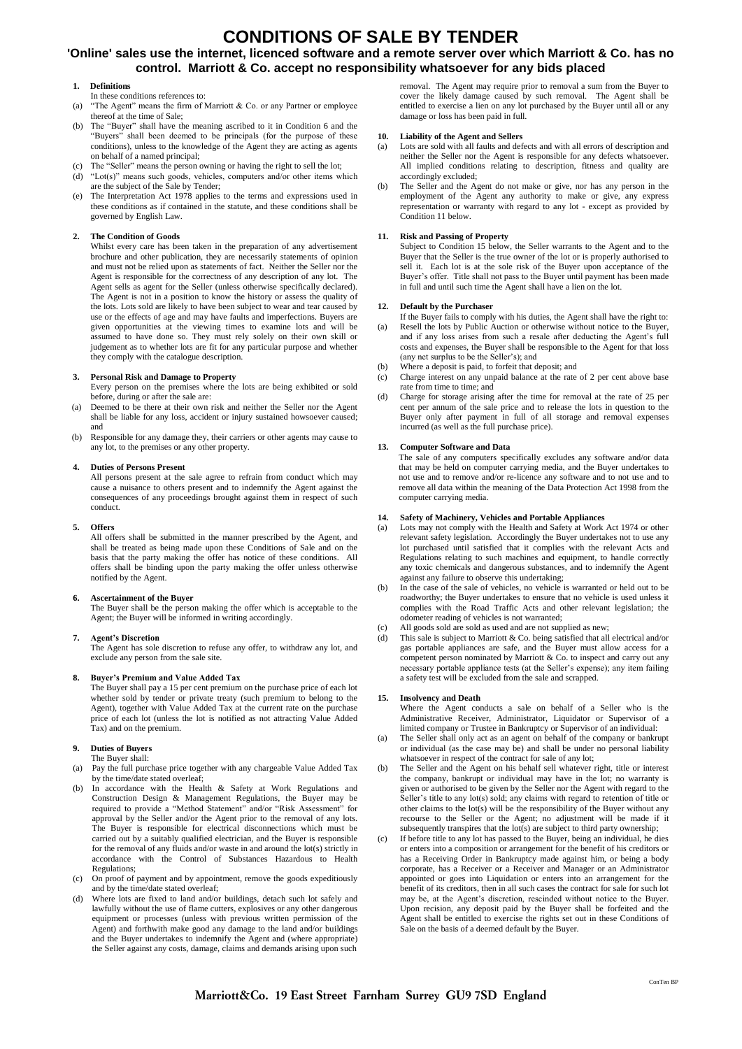# CONDITIONS OF SALE BY TENDER

## 'Online' sales use the internet, licenced software and a remote server over which Marriott & Co. has no control. Marriott & Co. accept no responsibility whatsoever for any bids placed

**1. Definitions**

In these conditions references to:

(a) "The Agent" means the firm of Marriott & Co. or any Partner or employee thereof at the time of Sale;

(b) The "Buyer" shall have the meaning ascribed to it in Condition 6 and the "Buyers" shall been deemed to be principals (for the purpose of these conditions), unless to the knowledge of the Agent they are acting as agents on behalf of a named principal;

(c) The "Seller" means the person owning or having the right to sell the lot;

(d) "Lot(s)" means such goods, vehicles, computers and/or other items which are the subject of the Sale by Tender;

(e) The Interpretation Act 1978 applies to the terms and expressions used in these conditions as if contained in the statute, and these conditions shall be governed by English Law.

**2. The Condition of Goods**

Whilst every care has been taken in the preparation of any advertisement brochure and other publication, they are necessarily statements of opinion and must not be relied upon as statements of fact. Neither the Seller nor the Agent is responsible for the correctness of any description of any lot. The Agent sells as agent for the Seller (unless otherwise specifically declared). The Agent is not in a position to know the history or assess the quality of the lots. Lots sold are likely to have been subject to wear and tear caused by use or the effects of age and may have faults and imperfections. Buyers are given opportunities at the viewing times to examine lots and will be assumed to have done so. They must rely solely on their own skill or judgement as to whether lots are fit for any particular purpose and whether they comply with the catalogue description.

**3. Personal Risk and Damage to Property**

Every person on the premises where the lots are being exhibited or sold before, during or after the sale are:

(a) Deemed to be there at their own risk and neither the Seller nor the Agent shall be liable for any loss, accident or injury sustained howsoever caused; and

(b) Responsible for any damage they, their carriers or other agents may cause to any lot, to the premises or any other property.

**4. Duties of Persons Present**

All persons present at the sale agree to refrain from conduct which may cause a nuisance to others present and to indemnify the Agent against the consequences of any proceedings brought against them in respect of such conduct.

**5. Offers**

All offers shall be submitted in the manner prescribed by the Agent, and shall be treated as being made upon these Conditions of Sale and on the basis that the party making the offer has notice of these conditions. All offers shall be binding upon the party making the offer unless otherwise notified by the Agent.

**6. Ascertainment of the Buyer**

The Buyer shall be the person making the offer which is acceptable to the Agent; the Buyer will be informed in writing accordingly.

**7. Agent's Discretion**

The Agent has sole discretion to refuse any offer, to withdraw any lot, and exclude any person from the sale site.

**8. Buyer's Premium and Value Added Tax**

The Buyer shall pay a 15 per cent premium on the purchase price of each lot whether sold by tender or private treaty (such premium to belong to the Agent), together with Value Added Tax at the current rate on the purchase price of each lot (unless the lot is notified as not attracting Value Added Tax) and on the premium.

**9. Duties of Buyers**

The Buyer shall:

(a) Pay the full purchase price together with any chargeable Value Added Tax by the time/date stated overleaf;

(b) In accordance with the Health & Safety at Work Regulations and Construction Design & Management Regulations, the Buyer may be required to provide a "Method Statement" and/or "Risk Assessment" for approval by the Seller and/or the Agent prior to the removal of any lots. The Buyer is responsible for electrical disconnections which must be carried out by a suitably qualified electrician, and the Buyer is responsible for the removal of any fluids and/or waste in and around the lot(s) strictly in accordance with the Control of Substances Hazardous to Health Regulations;

(c) On proof of payment and by appointment, remove the goods expeditiously and by the time/date stated overleaf;

(d) Where lots are fixed to land and/or buildings, detach such lot safely and lawfully without the use of flame cutters, explosives or any other dangerous equipment or processes (unless with previous written permission of the Agent) and forthwith make good any damage to the land and/or buildings and the Buyer undertakes to indemnify the Agent and (where appropriate) the Seller against any costs, damage, claims and demands arising upon such removal. The Agent may require prior to removal a sum from the Buyer to cover the likely damage caused by such removal. The Agent shall be entitled to exercise a lien on any lot purchased by the Buyer until all or any damage or loss has been paid in full.

**10. Liability of the Agent and Sellers**

(a) Lots are sold with all faults and defects and with all errors of description and neither the Seller nor the Agent is responsible for any defects whatsoever. All implied conditions relating to description, fitness and quality are accordingly excluded;

(b) The Seller and the Agent do not make or give, nor has any person in the employment of the Agent any authority to make or give, any express representation or warranty with regard to any lot - except as provided by Condition 11 below.

**11. Risk and Passing of Property**

Subject to Condition 15 below, the Seller warrants to the Agent and to the Buyer that the Seller is the true owner of the lot or is properly authorised to sell it. Each lot is at the sole risk of the Buyer upon acceptance of the Buyer's offer. Title shall not pass to the Buyer until payment has been made in full and until such time the Agent shall have a lien on the lot.

**12. Default by the Purchaser**

If the Buyer fails to comply with his duties, the Agent shall have the right to:

(a) Resell the lots by Public Auction or otherwise without notice to the Buyer, and if any loss arises from such a resale after deducting the Agent's full costs and expenses, the Buyer shall be responsible to the Agent for that loss (any net surplus to be the Seller's); and

(b) Where a deposit is paid, to forfeit that deposit; and

(c) Charge interest on any unpaid balance at the rate of 2 per cent above base rate from time to time; and

(d) Charge for storage arising after the time for removal at the rate of 25 per cent per annum of the sale price and to release the lots in question to the Buyer only after payment in full of all storage and removal expenses incurred (as well as the full purchase price).

**13. Computer Software and Data**

The sale of any computers specifically excludes any software and/or data that may be held on computer carrying media, and the Buyer undertakes to not use and to remove and/or re-licence any software and to not use and to remove all data within the meaning of the Data Protection Act 1998 from the computer carrying media.

**14. Safety of Machinery, Vehicles and Portable Appliances**

(a) Lots may not comply with the Health and Safety at Work Act 1974 or other relevant safety legislation. Accordingly the Buyer undertakes not to use any lot purchased until satisfied that it complies with the relevant Acts and Regulations relating to such machines and equipment, to handle correctly any toxic chemicals and dangerous substances, and to indemnify the Agent against any failure to observe this undertaking;

(b) In the case of the sale of vehicles, no vehicle is warranted or held out to be roadworthy; the Buyer undertakes to ensure that no vehicle is used unless it complies with the Road Traffic Acts and other relevant legislation; the odometer reading of vehicles is not warranted;

(c) All goods sold are sold as used and are not supplied as new;

(d) This sale is subject to Marriott & Co. being satisfied that all electrical and/or gas portable appliances are safe, and the Buyer must allow access for a competent person nominated by Marriott & Co. to inspect and carry out any necessary portable appliance tests (at the Seller's expense); any item failing a safety test will be excluded from the sale and scrapped.

**15. Insolvency and Death**

Where the Agent conducts a sale on behalf of a Seller who is the Administrative Receiver, Administrator, Liquidator or Supervisor of a limited company or Trustee in Bankruptcy or Supervisor of an individual:

(a) The Seller shall only act as an agent on behalf of the company or bankrupt or individual (as the case may be) and shall be under no personal liability whatsoever in respect of the contract for sale of any lot;

(b) The Seller and the Agent on his behalf sell whatever right, title or interest the company, bankrupt or individual may have in the lot; no warranty is given or authorised to be given by the Seller nor the Agent with regard to the Seller's title to any lot(s) sold; any claims with regard to retention of title or other claims to the lot(s) will be the responsibility of the Buyer without any recourse to the Seller or the Agent; no adjustment will be made if it subsequently transpires that the lot(s) are subject to third party ownership;

(c) If before title to any lot has passed to the Buyer, being an individual, he dies or enters into a composition or arrangement for the benefit of his creditors or has a Receiving Order in Bankruptcy made against him, or being a body corporate, has a Receiver or a Receiver and Manager or an Administrator appointed or goes into Liquidation or enters into an arrangement for the benefit of its creditors, then in all such cases the contract for sale for such lot may be, at the Agent's discretion, rescinded without notice to the Buyer. Upon recision, any deposit paid by the Buyer shall be forfeited and the Agent shall be entitled to exercise the rights set out in these Conditions of Sale on the basis of a deemed default by the Buyer.

ConTen BP

**Marriott&Co. 19 East Street Farnham Surrey GU9 7SD England**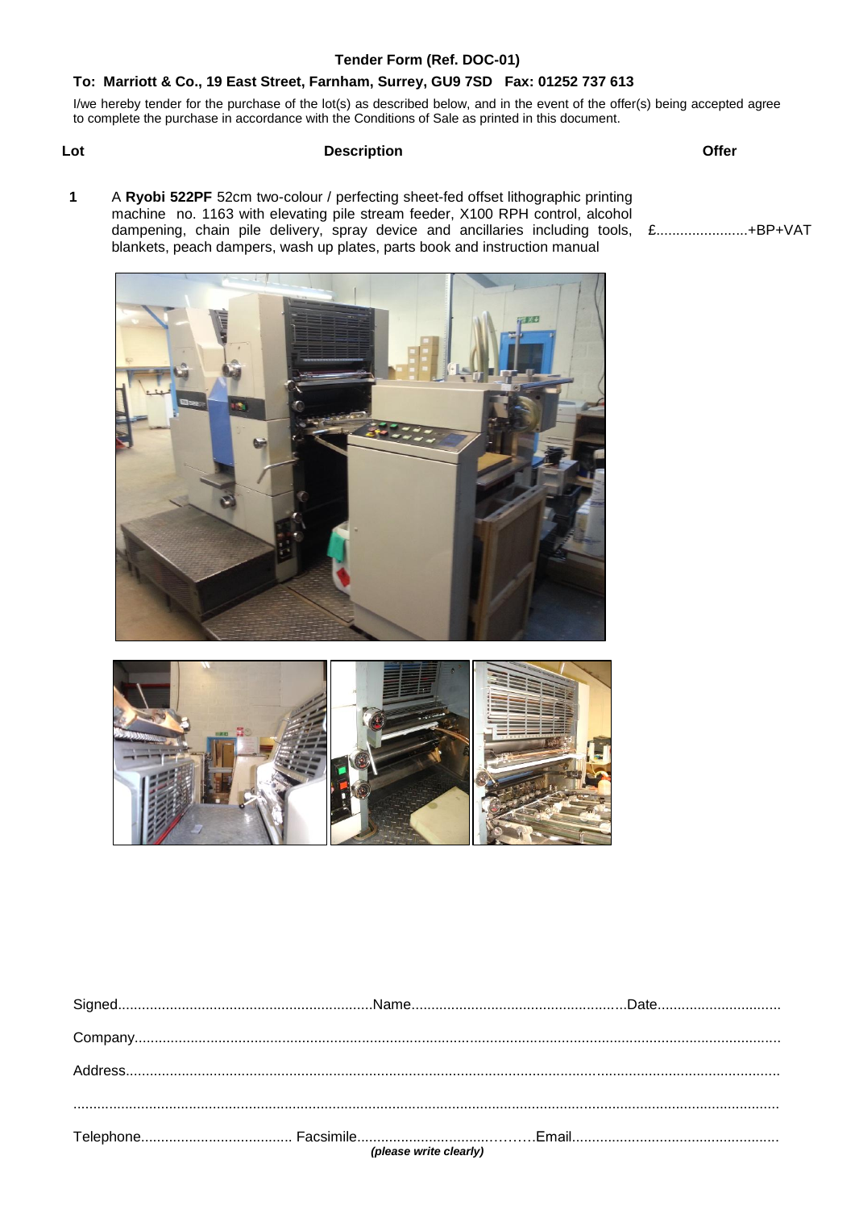**Tender Form (Ref. DOC-01)**

**To: Marriott & Co., 19 East Street, Farnham, Surrey, GU9 7SD Fax: 01252 737 613**

I/we hereby tender for the purchase of the lot(s) as described below, and in the event of the offer(s) being accepted agree to complete the purchase in accordance with the Conditions of Sale as printed in this document.

| Lot | Description | Offer |
| --- | --- | --- |
| 1 | A **Ryobi 522PF** 52cm two-colour / perfecting sheet-fed offset lithographic printing machine no. 1163 with elevating pile stream feeder, X100 RPH control, alcohol dampening, chain pile delivery, spray device and ancillaries including tools, blankets, peach dampers, wash up plates, parts book and instruction manual | £......................+BP+VAT |

Signed...............................................................Name.....................................................Date..............................

Company.................................................................................................................................................

Address...................................................................................................................................................

...............................................................................................................................................................

Telephone...................................... Facsimile..............................……….Email...................................................

***(please write clearly)***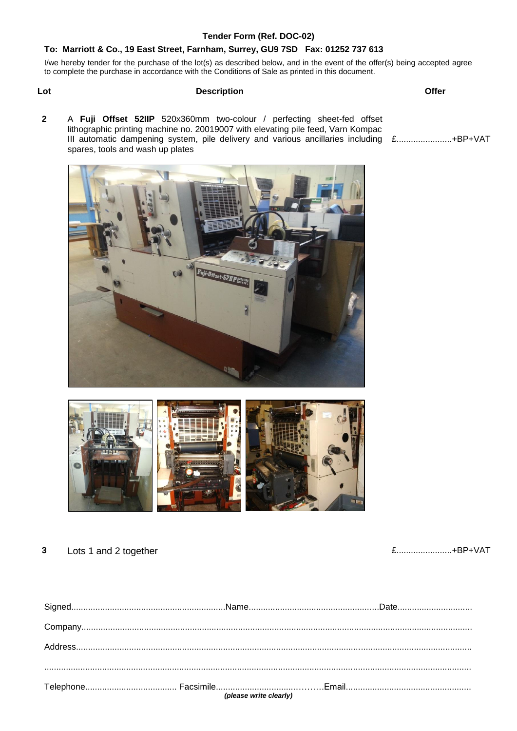**Tender Form (Ref. DOC-02)**

**To: Marriott & Co., 19 East Street, Farnham, Surrey, GU9 7SD Fax: 01252 737 613**

I/we hereby tender for the purchase of the lot(s) as described below, and in the event of the offer(s) being accepted agree to complete the purchase in accordance with the Conditions of Sale as printed in this document.

| Lot | Description | Offer |
| --- | --- | --- |
| 2 | A **Fuji Offset 52IIP** 520x360mm two-colour / perfecting sheet-fed offset lithographic printing machine no. 20019007 with elevating pile feed, Varn Kompac III automatic dampening system, pile delivery and various ancillaries including spares, tools and wash up plates | £.......................+BP+VAT |
| 3 | Lots 1 and 2 together | £.......................+BP+VAT |

Signed................................................................Name......................................................Date...............................

Company...............................................................................................................................................................

Address.................................................................................................................................................................

...............................................................................................................................................................................

Telephone...................................... Facsimile.........................................Email....................................................

***(please write clearly)***